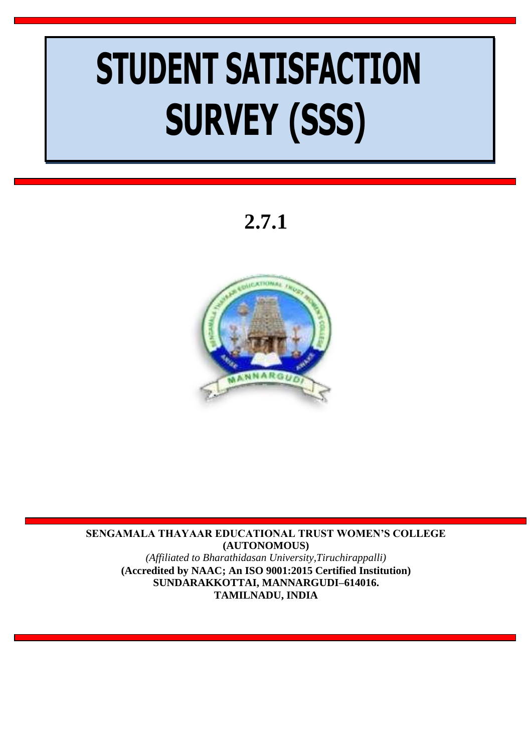# STUDENT SATISFACTION SURVEY (SSS)

## 2.7.1

**SENGAMALA THAYAAR EDUCATIONAL TRUST WOMEN'S COLLEGE**
**(AUTONOMOUS)**
*(Affiliated to Bharathidasan University,Tiruchirappalli)*
**(Accredited by NAAC; An ISO 9001:2015 Certified Institution)**
**SUNDARAKKOTTAI, MANNARGUDI–614016.**
**TAMILNADU, INDIA**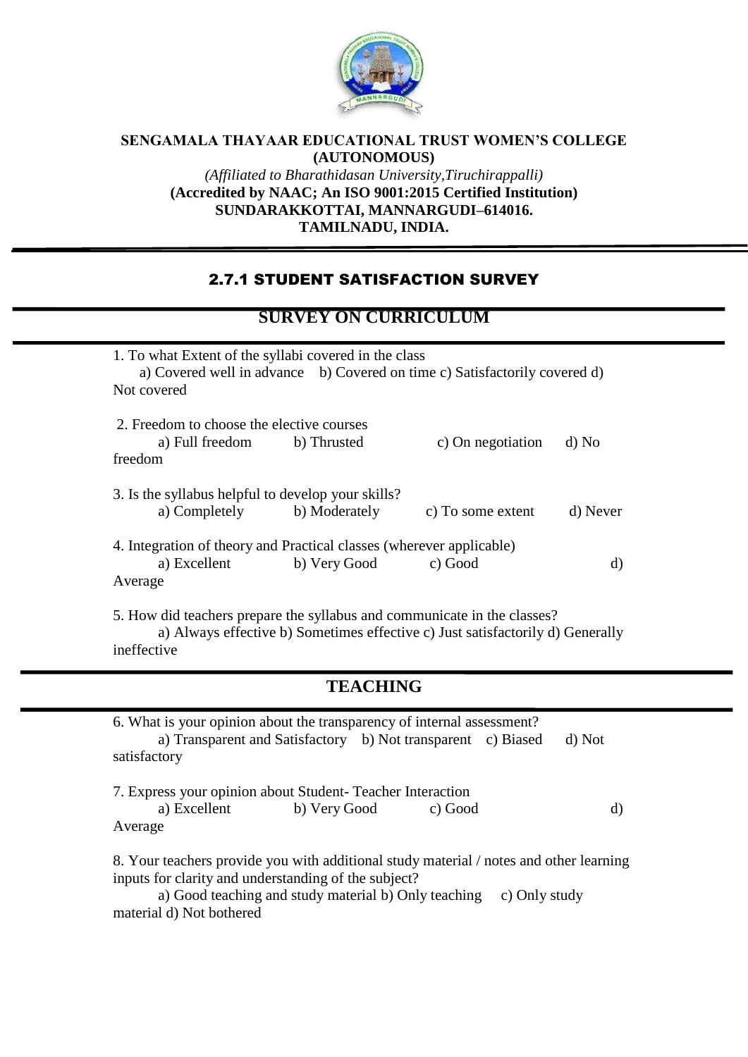**SENGAMALA THAYAAR EDUCATIONAL TRUST WOMEN'S COLLEGE (AUTONOMOUS)**

*(Affiliated to Bharathidasan University,Tiruchirappalli)*

**(Accredited by NAAC; An ISO 9001:2015 Certified Institution)**

**SUNDARAKKOTTAI, MANNARGUDI–614016.**

**TAMILNADU, INDIA.**

## 2.7.1 STUDENT SATISFACTION SURVEY

## SURVEY ON CURRICULUM

1. To what Extent of the syllabi covered in the class
   a) Covered well in advance b) Covered on time c) Satisfactorily covered d) Not covered

2. Freedom to choose the elective courses
   a) Full freedom b) Thrusted c) On negotiation d) No freedom

3. Is the syllabus helpful to develop your skills?
   a) Completely b) Moderately c) To some extent d) Never

4. Integration of theory and Practical classes (wherever applicable)
   a) Excellent b) Very Good c) Good d) Average

5. How did teachers prepare the syllabus and communicate in the classes?
   a) Always effective b) Sometimes effective c) Just satisfactorily d) Generally ineffective

## TEACHING

6. What is your opinion about the transparency of internal assessment?
   a) Transparent and Satisfactory b) Not transparent c) Biased d) Not satisfactory

7. Express your opinion about Student- Teacher Interaction
   a) Excellent b) Very Good c) Good d) Average

8. Your teachers provide you with additional study material / notes and other learning inputs for clarity and understanding of the subject?
   a) Good teaching and study material b) Only teaching c) Only study material d) Not bothered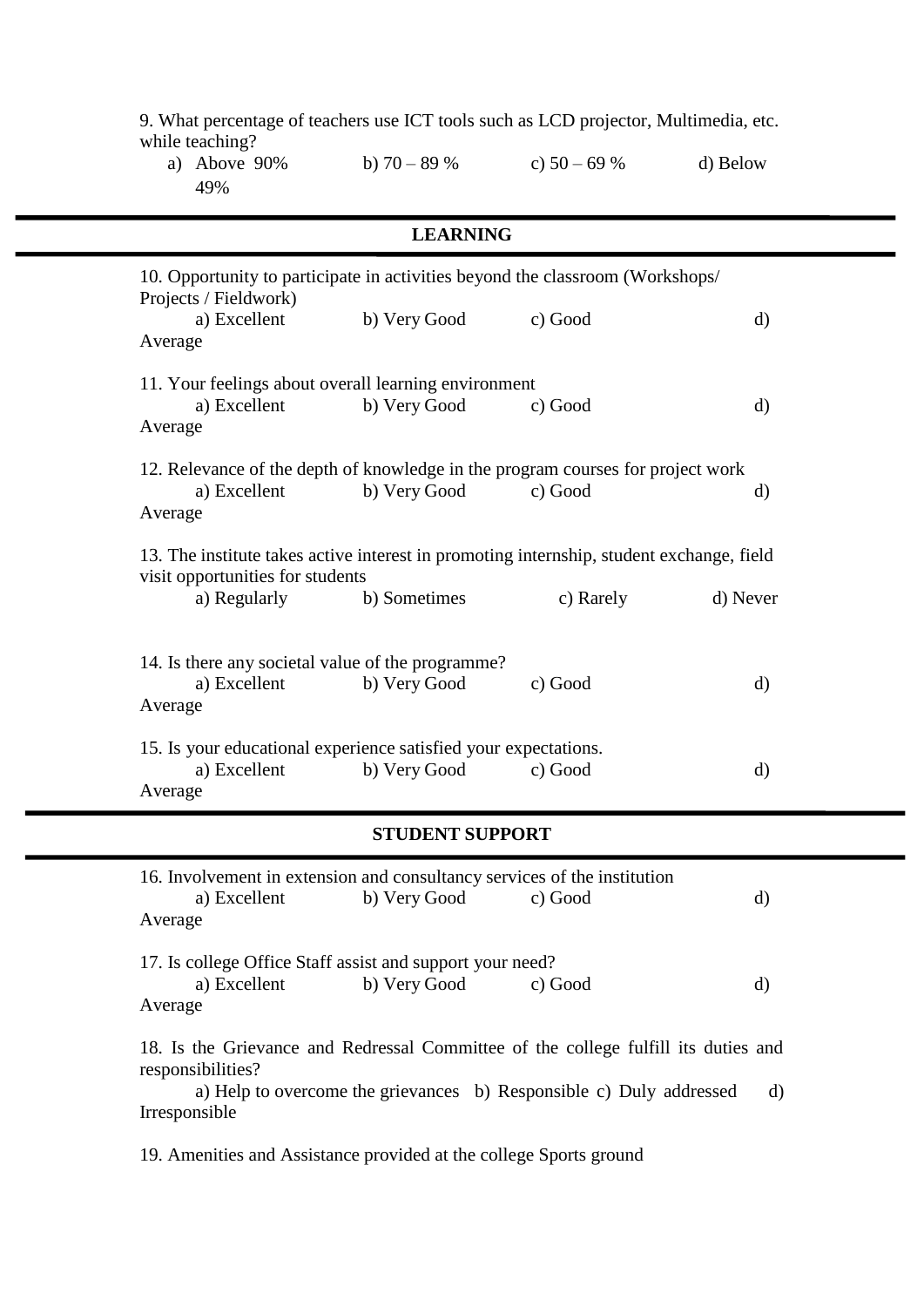9. What percentage of teachers use ICT tools such as LCD projector, Multimedia, etc. while teaching?

a) Above 90%  b) 70 – 89 %  c) 50 – 69 %  d) Below 49%

## LEARNING

10. Opportunity to participate in activities beyond the classroom (Workshops/ Projects / Fieldwork)

a) Excellent  b) Very Good  c) Good  d) Average

11. Your feelings about overall learning environment

a) Excellent  b) Very Good  c) Good  d) Average

12. Relevance of the depth of knowledge in the program courses for project work

a) Excellent  b) Very Good  c) Good  d) Average

13. The institute takes active interest in promoting internship, student exchange, field visit opportunities for students

a) Regularly  b) Sometimes  c) Rarely  d) Never

14. Is there any societal value of the programme?

a) Excellent  b) Very Good  c) Good  d) Average

15. Is your educational experience satisfied your expectations.

a) Excellent  b) Very Good  c) Good  d) Average

## STUDENT SUPPORT

16. Involvement in extension and consultancy services of the institution

a) Excellent  b) Very Good  c) Good  d) Average

17. Is college Office Staff assist and support your need?

a) Excellent  b) Very Good  c) Good  d) Average

18. Is the Grievance and Redressal Committee of the college fulfill its duties and responsibilities?

a) Help to overcome the grievances  b) Responsible  c) Duly addressed  d) Irresponsible

19. Amenities and Assistance provided at the college Sports ground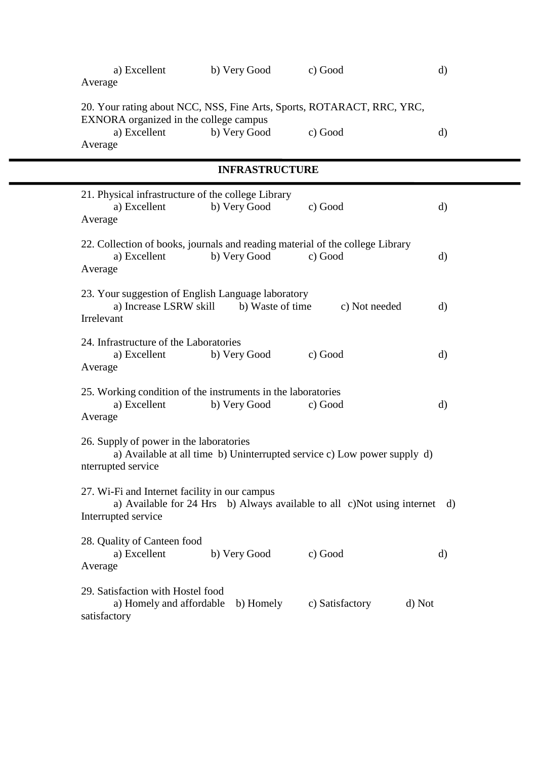a) Excellent b) Very Good c) Good d) Average

20. Your rating about NCC, NSS, Fine Arts, Sports, ROTARACT, RRC, YRC, EXNORA organized in the college campus

a) Excellent b) Very Good c) Good d) Average

## INFRASTRUCTURE

21. Physical infrastructure of the college Library

a) Excellent b) Very Good c) Good d) Average

22. Collection of books, journals and reading material of the college Library

a) Excellent b) Very Good c) Good d) Average

23. Your suggestion of English Language laboratory

a) Increase LSRW skill b) Waste of time c) Not needed d) Irrelevant

24. Infrastructure of the Laboratories

a) Excellent b) Very Good c) Good d) Average

25. Working condition of the instruments in the laboratories

a) Excellent b) Very Good c) Good d) Average

26. Supply of power in the laboratories

a) Available at all time b) Uninterrupted service c) Low power supply d) nterrupted service

27. Wi-Fi and Internet facility in our campus

a) Available for 24 Hrs b) Always available to all c)Not using internet d) Interrupted service

28. Quality of Canteen food

a) Excellent b) Very Good c) Good d) Average

29. Satisfaction with Hostel food

a) Homely and affordable b) Homely c) Satisfactory d) Not satisfactory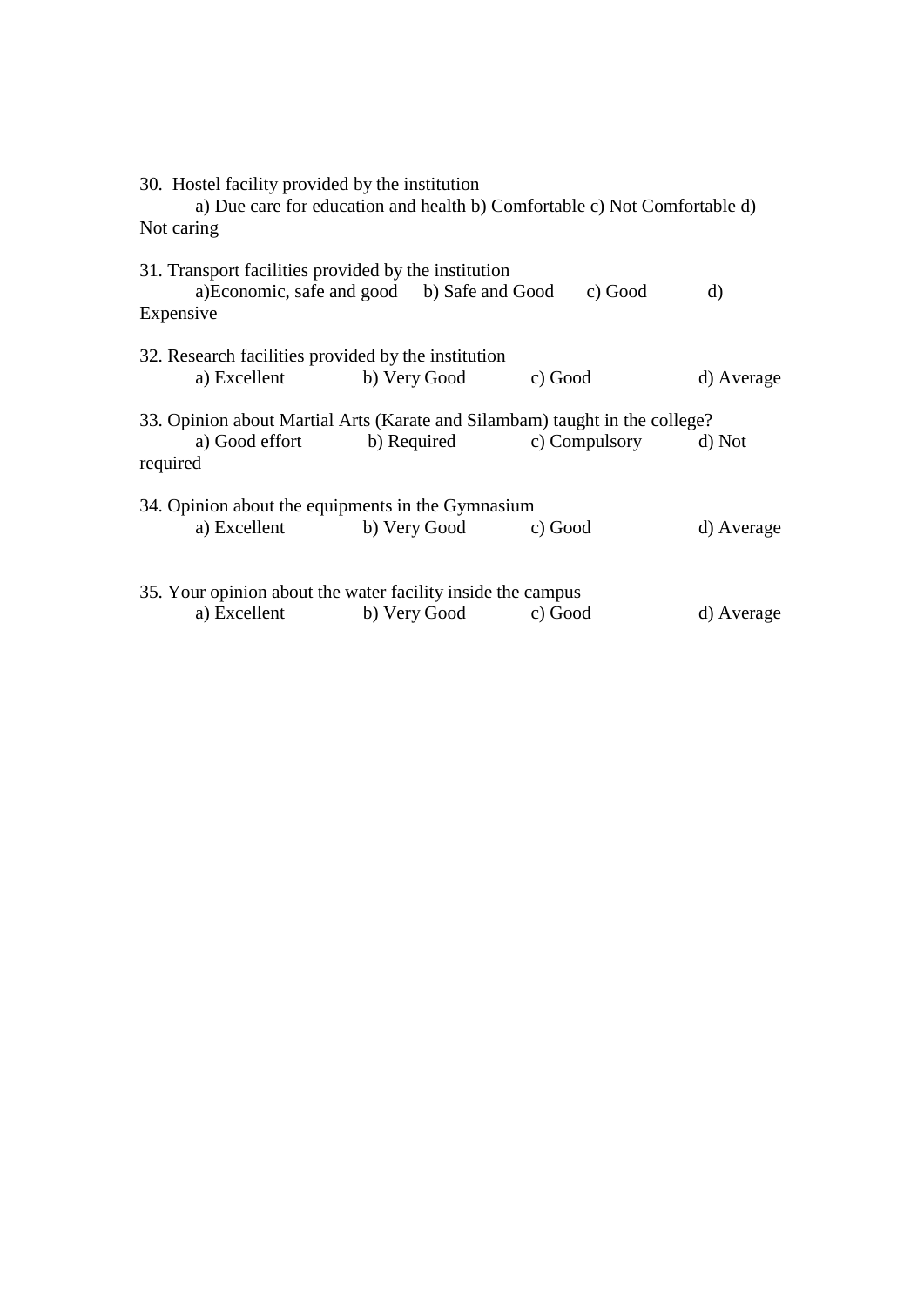30. Hostel facility provided by the institution

a) Due care for education and health b) Comfortable c) Not Comfortable d) Not caring

31. Transport facilities provided by the institution

a)Economic, safe and good b) Safe and Good c) Good d) Expensive

32. Research facilities provided by the institution

a) Excellent b) Very Good c) Good d) Average

33. Opinion about Martial Arts (Karate and Silambam) taught in the college?

a) Good effort b) Required c) Compulsory d) Not required

34. Opinion about the equipments in the Gymnasium

a) Excellent b) Very Good c) Good d) Average

35. Your opinion about the water facility inside the campus

a) Excellent b) Very Good c) Good d) Average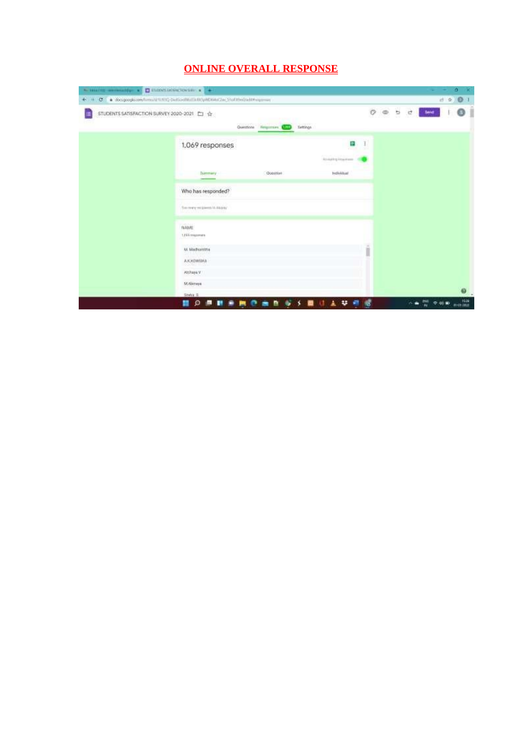## ONLINE OVERALL RESPONSE

STUDENTS SATISFACTION SURVEY 2020-2021

Questions Responses Settings

1,069 responses

Summary Question Individual

Who has responded?

NAME

M. Madhumitha

A.K.KOWSIKA

Atchaya V

M.Abinaya

Sneka. S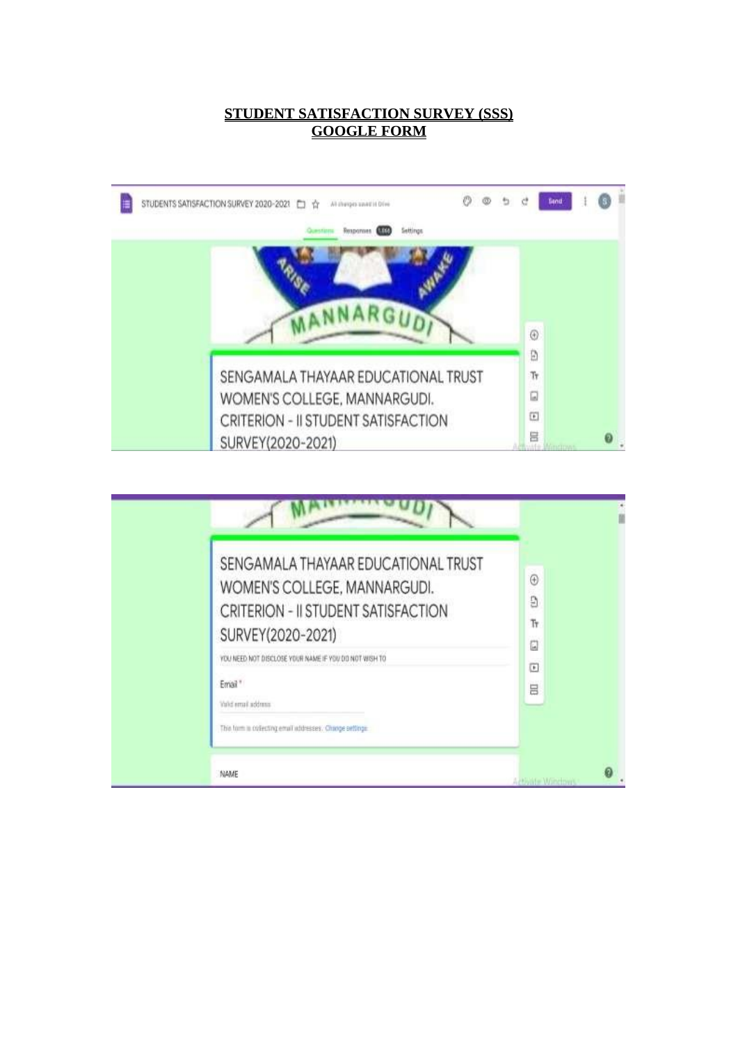# STUDENT SATISFACTION SURVEY (SSS)
# GOOGLE FORM

STUDENTS SATISFACTION SURVEY 2020-2021

Questions Responses Settings

SENGAMALA THAYAAR EDUCATIONAL TRUST WOMEN'S COLLEGE, MANNARGUDI. CRITERION - II STUDENT SATISFACTION SURVEY(2020-2021)

SENGAMALA THAYAAR EDUCATIONAL TRUST WOMEN'S COLLEGE, MANNARGUDI. CRITERION - II STUDENT SATISFACTION SURVEY(2020-2021)

YOU NEED NOT DISCLOSE YOUR NAME IF YOU DO NOT WISH TO

Email *

Valid email address

This form is collecting email addresses. Change settings

NAME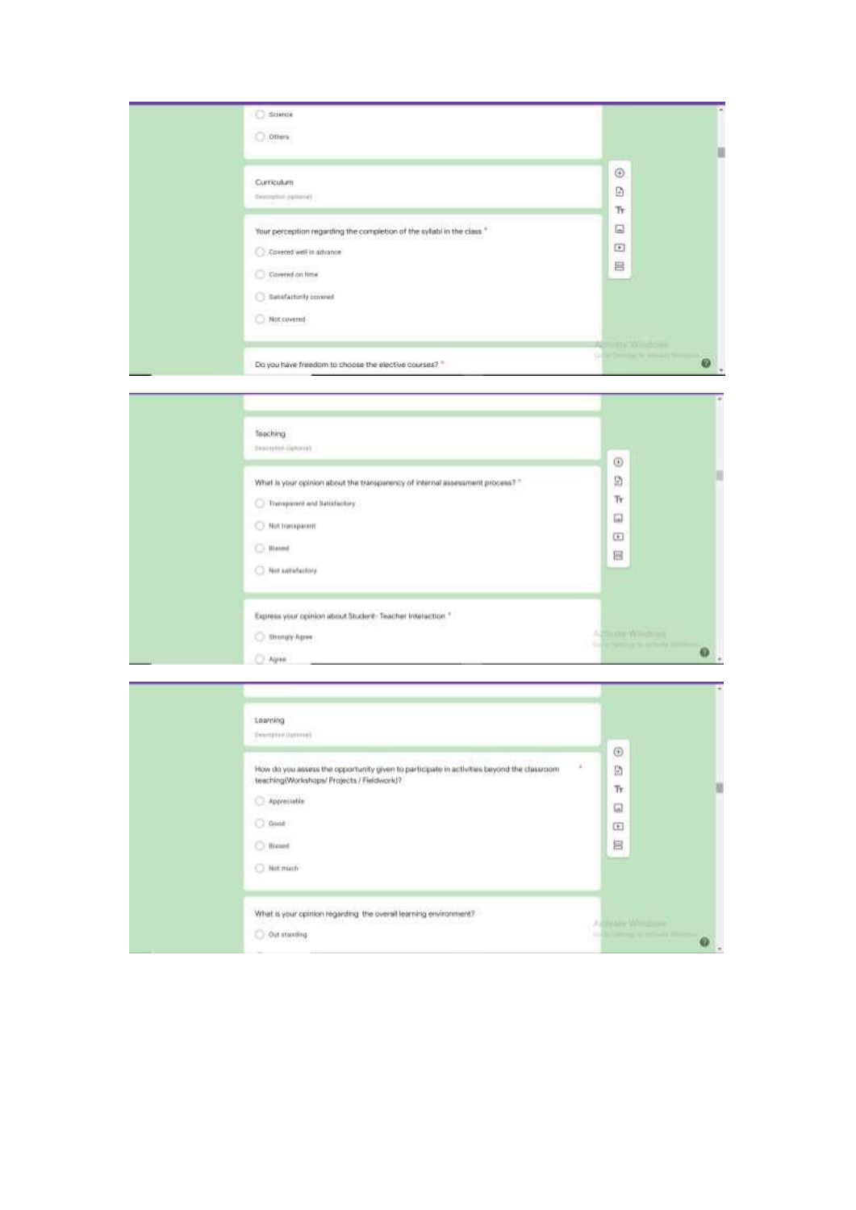Science

Others

Curriculum

Description (optional)

Your perception regarding the completion of the syllabi in the class *

- Covered well in advance
- Covered on time
- Satisfactorily covered
- Not covered

Do you have freedom to choose the elective courses? *

Teaching

Description (optional)

What is your opinion about the transparency of internal assessment process? *

- Transparent and Satisfactory
- Not transparent
- Biased
- Not satisfactory

Express your opinion about Student- Teacher Interaction *

- Strongly Agree
- Agree

Learning

Description (optional)

How do you assess the opportunity given to participate in activities beyond the classroom teaching(Workshops/ Projects / Fieldwork)? *

- Appreciable
- Good
- Biased
- Not much

What is your opinion regarding the overall learning environment?

- Out standing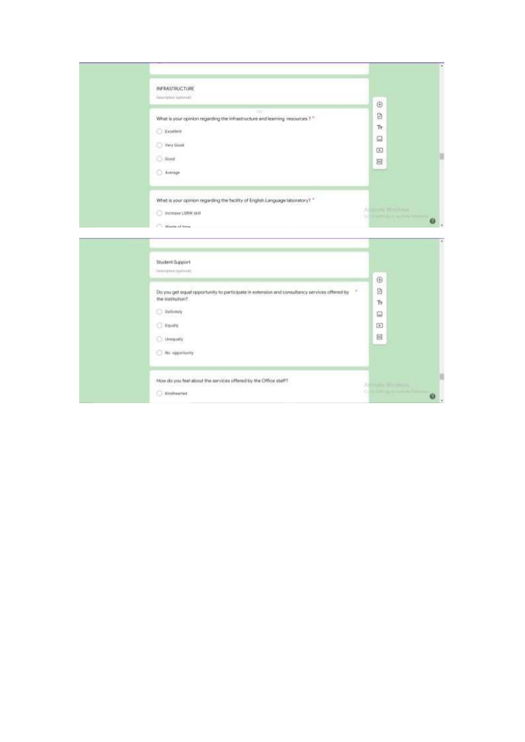INFRASTRUCTURE

Description (optional)

What is your opinion regarding the infrastructure and learning resources ? *

- Excellent
- Very Good
- Good
- Average

What is your opinion regarding the facility of English Language laboratory? *

- Increase LSRW skill
- Waste of time

Student Support

Description (optional)

Do you get equal opportunity to participate in extension and consultancy services offered by the institution? *

- Definitely
- Equally
- Unequally
- No opportunity

How do you feel about the services offered by the Office staff?

- Kindhearted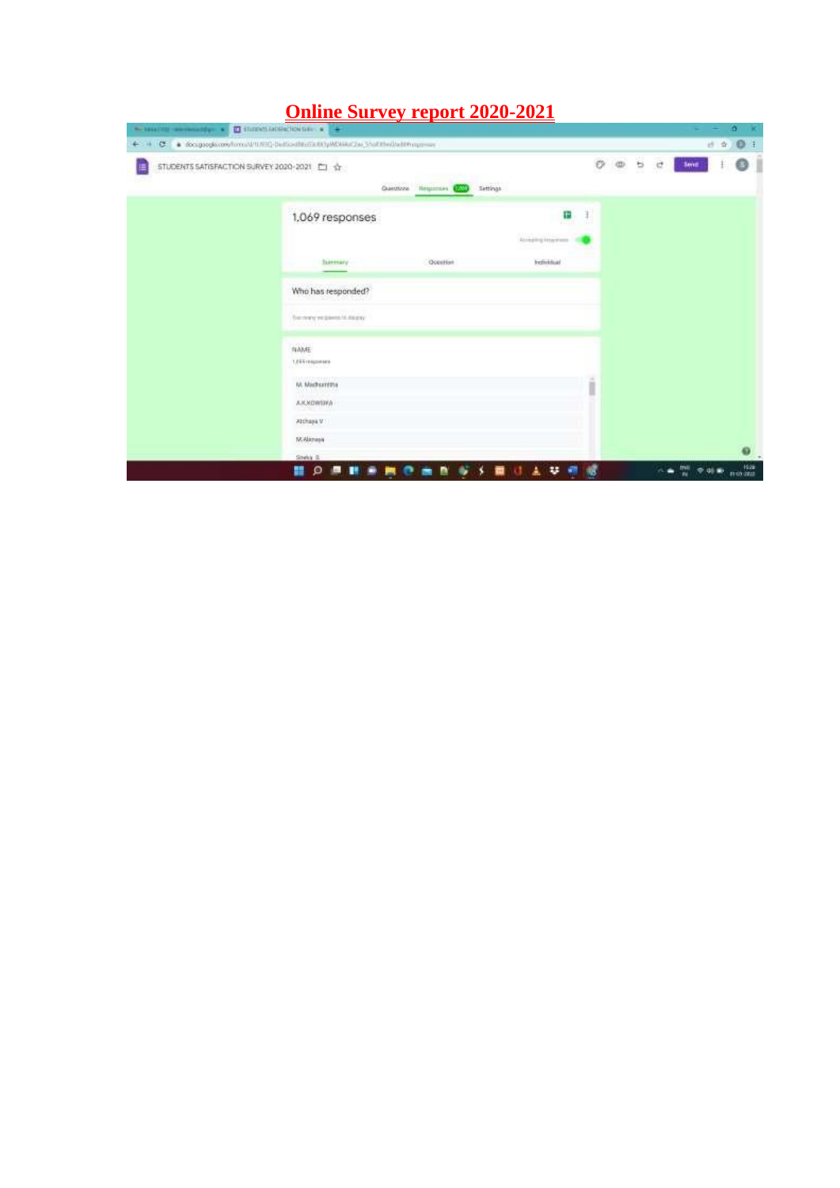# Online Survey report 2020-2021

STUDENTS SATISFACTION SURVEY 2020-2021

Questions Responses Settings

1,069 responses

Accepting responses

Summary Question Individual

Who has responded?

Too many recipients to display

NAME

1,069 responses

M. Madhumitha

A.K.KOWSIKA

Atchaya V

M.Abinaya

Sneka S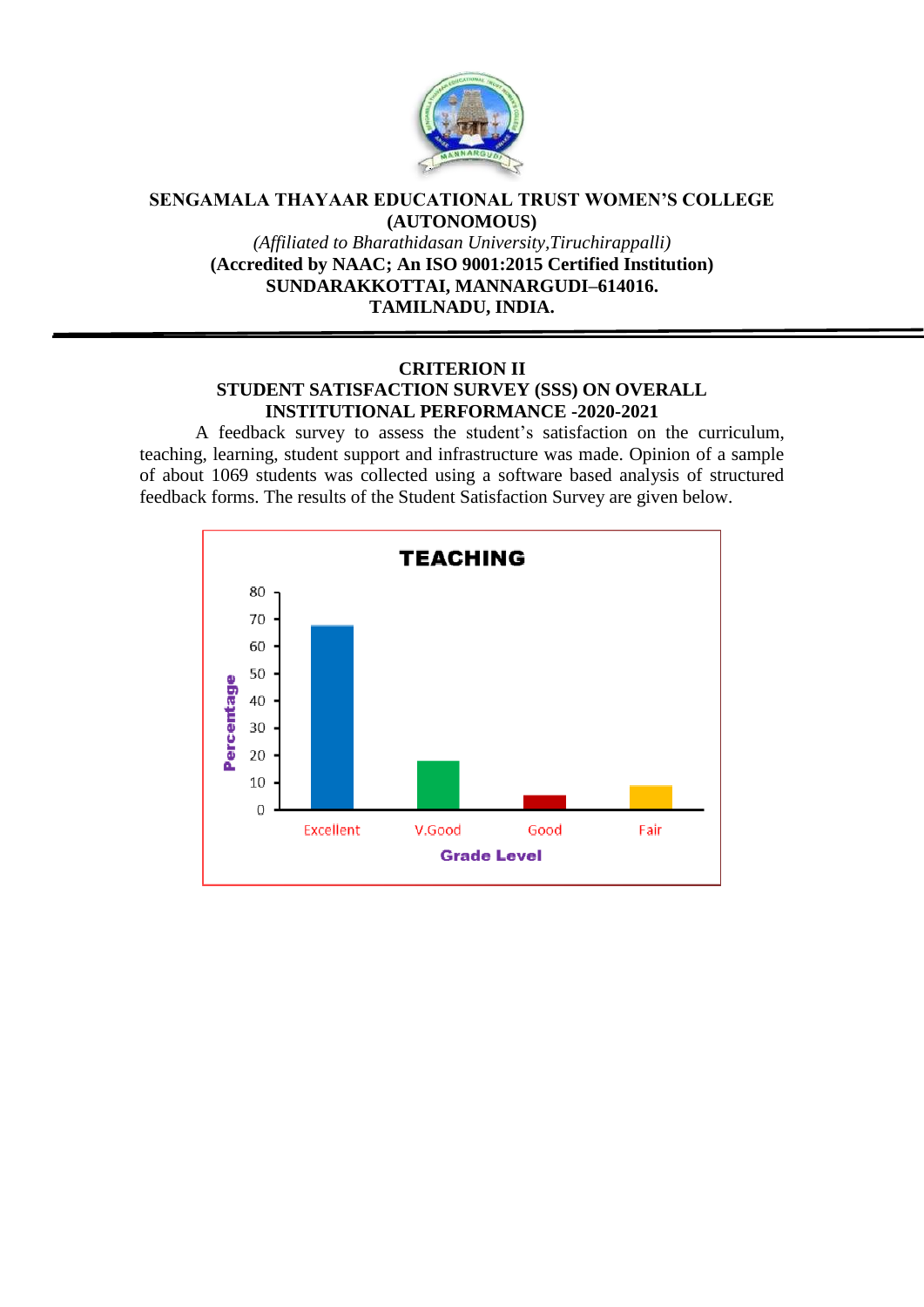**SENGAMALA THAYAAR EDUCATIONAL TRUST WOMEN'S COLLEGE (AUTONOMOUS)**

*(Affiliated to Bharathidasan University,Tiruchirappalli)*

**(Accredited by NAAC; An ISO 9001:2015 Certified Institution)**

**SUNDARAKKOTTAI, MANNARGUDI–614016.**

**TAMILNADU, INDIA.**

---

## CRITERION II

## STUDENT SATISFACTION SURVEY (SSS) ON OVERALL INSTITUTIONAL PERFORMANCE -2020-2021

A feedback survey to assess the student's satisfaction on the curriculum, teaching, learning, student support and infrastructure was made. Opinion of a sample of about 1069 students was collected using a software based analysis of structured feedback forms. The results of the Student Satisfaction Survey are given below.

**TEACHING**

| Grade Level | Percentage (approx.) |
|---|---|
| Excellent | 68 |
| V.Good | 18 |
| Good | 5 |
| Fair | 9 |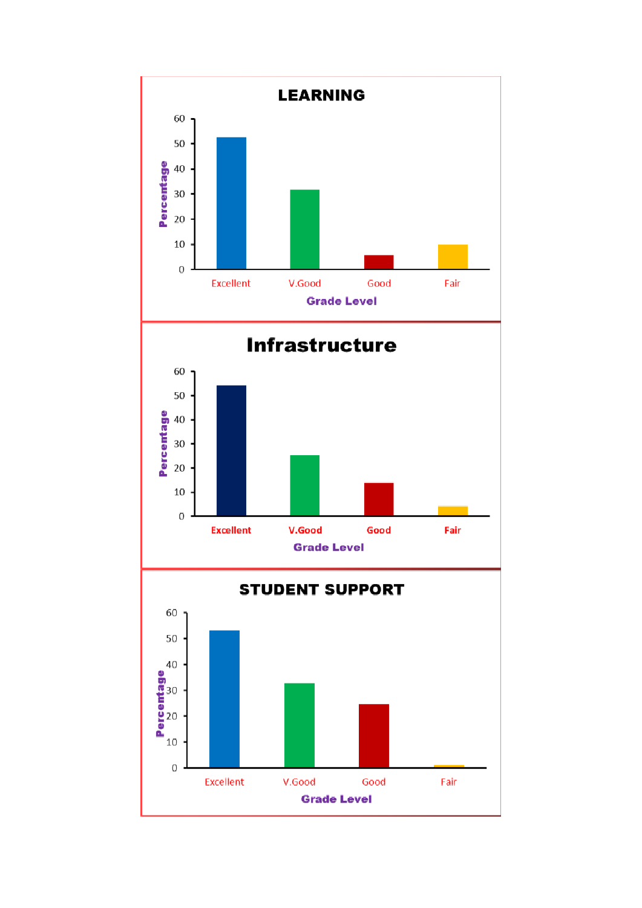LEARNING

60
50
40
30
20
10
0

Percentage

Excellent
V.Good
Good
Fair

Grade Level

Infrastructure

60
50
40
30
20
10
0

Percentage

Excellent
V.Good
Good
Fair

Grade Level

STUDENT SUPPORT

60
50
40
30
20
10
0

Percentage

Excellent
V.Good
Good
Fair

Grade Level